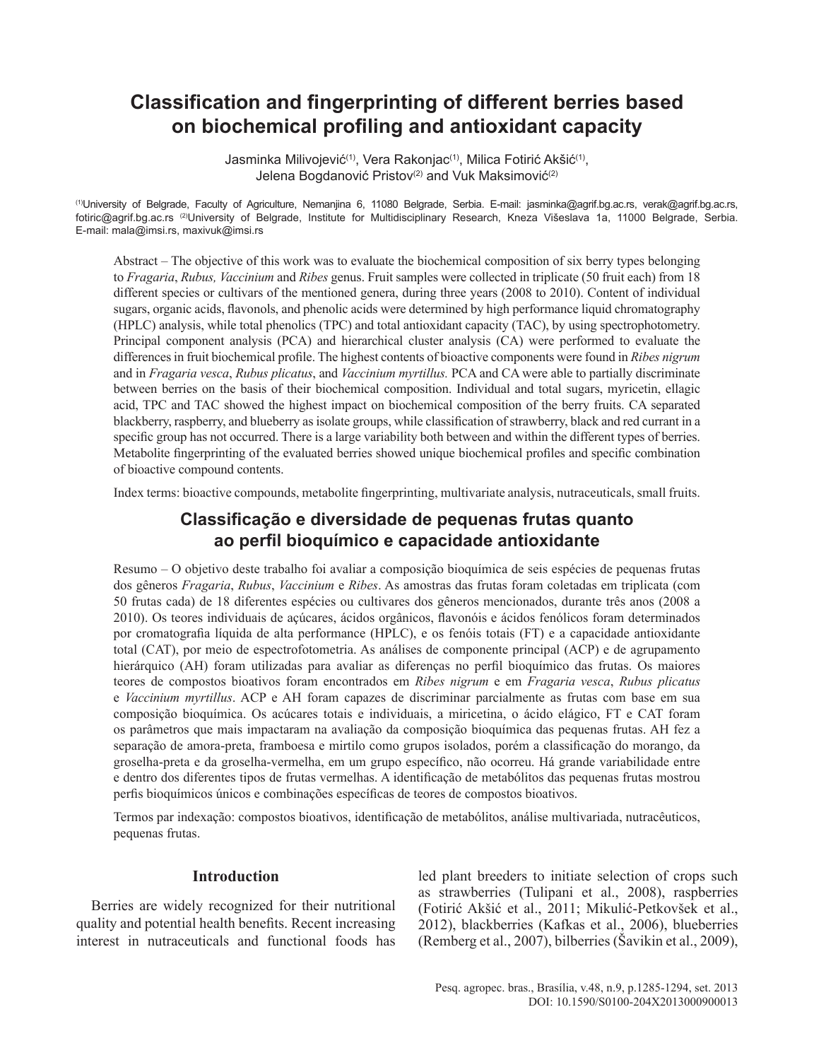# Classification and fingerprinting of different berries based on biochemical profiling and antioxidant capacity

Jasminka Milivojević[1], Vera Rakonjac[1], Milica Fotirić Akšić[1], Jelena Bogdanović Pristov[2] and Vuk Maksimović[2]

[1]University of Belgrade, Faculty of Agriculture, Nemanjina 6, 11080 Belgrade, Serbia. E-mail: jasminka@agrif.bg.ac.rs, verak@agrif.bg.ac.rs, fotiric@agrif.bg.ac.rs [2]University of Belgrade, Institute for Multidisciplinary Research, Kneza Višeslava 1a, 11000 Belgrade, Serbia. E-mail: mala@imsi.rs, maxivuk@imsi.rs

Abstract – The objective of this work was to evaluate the biochemical composition of six berry types belonging to *Fragaria*, *Rubus, Vaccinium* and *Ribes* genus. Fruit samples were collected in triplicate (50 fruit each) from 18 different species or cultivars of the mentioned genera, during three years (2008 to 2010). Content of individual sugars, organic acids, flavonols, and phenolic acids were determined by high performance liquid chromatography (HPLC) analysis, while total phenolics (TPC) and total antioxidant capacity (TAC), by using spectrophotometry. Principal component analysis (PCA) and hierarchical cluster analysis (CA) were performed to evaluate the differences in fruit biochemical profile. The highest contents of bioactive components were found in *Ribes nigrum* and in *Fragaria vesca*, *Rubus plicatus*, and *Vaccinium myrtillus.* PCA and CA were able to partially discriminate between berries on the basis of their biochemical composition. Individual and total sugars, myricetin, ellagic acid, TPC and TAC showed the highest impact on biochemical composition of the berry fruits. CA separated blackberry, raspberry, and blueberry as isolate groups, while classification of strawberry, black and red currant in a specific group has not occurred. There is a large variability both between and within the different types of berries. Metabolite fingerprinting of the evaluated berries showed unique biochemical profiles and specific combination of bioactive compound contents.

Index terms: bioactive compounds, metabolite fingerprinting, multivariate analysis, nutraceuticals, small fruits.

## Classificação e diversidade de pequenas frutas quanto ao perfil bioquímico e capacidade antioxidante

Resumo – O objetivo deste trabalho foi avaliar a composição bioquímica de seis espécies de pequenas frutas dos gêneros *Fragaria*, *Rubus*, *Vaccinium* e *Ribes*. As amostras das frutas foram coletadas em triplicata (com 50 frutas cada) de 18 diferentes espécies ou cultivares dos gêneros mencionados, durante três anos (2008 a 2010). Os teores individuais de açúcares, ácidos orgânicos, flavonóis e ácidos fenólicos foram determinados por cromatografia líquida de alta performance (HPLC), e os fenóis totais (FT) e a capacidade antioxidante total (CAT), por meio de espectrofotometria. As análises de componente principal (ACP) e de agrupamento hierárquico (AH) foram utilizadas para avaliar as diferenças no perfil bioquímico das frutas. Os maiores teores de compostos bioativos foram encontrados em *Ribes nigrum* e em *Fragaria vesca*, *Rubus plicatus* e *Vaccinium myrtillus*. ACP e AH foram capazes de discriminar parcialmente as frutas com base em sua composição bioquímica. Os acúcares totais e individuais, a miricetina, o ácido elágico, FT e CAT foram os parâmetros que mais impactaram na avaliação da composição bioquímica das pequenas frutas. AH fez a separação de amora-preta, framboesa e mirtilo como grupos isolados, porém a classificação do morango, da groselha-preta e da groselha-vermelha, em um grupo específico, não ocorreu. Há grande variabilidade entre e dentro dos diferentes tipos de frutas vermelhas. A identificação de metabólitos das pequenas frutas mostrou perfis bioquímicos únicos e combinações específicas de teores de compostos bioativos.

Termos par indexação: compostos bioativos, identificação de metabólitos, análise multivariada, nutracêuticos, pequenas frutas.

## Introduction

Berries are widely recognized for their nutritional quality and potential health benefits. Recent increasing interest in nutraceuticals and functional foods has led plant breeders to initiate selection of crops such as strawberries (Tulipani et al., 2008), raspberries (Fotirić Akšić et al., 2011; Mikulić-Petkovšek et al., 2012), blackberries (Kafkas et al., 2006), blueberries (Remberg et al., 2007), bilberries (Šavikin et al., 2009),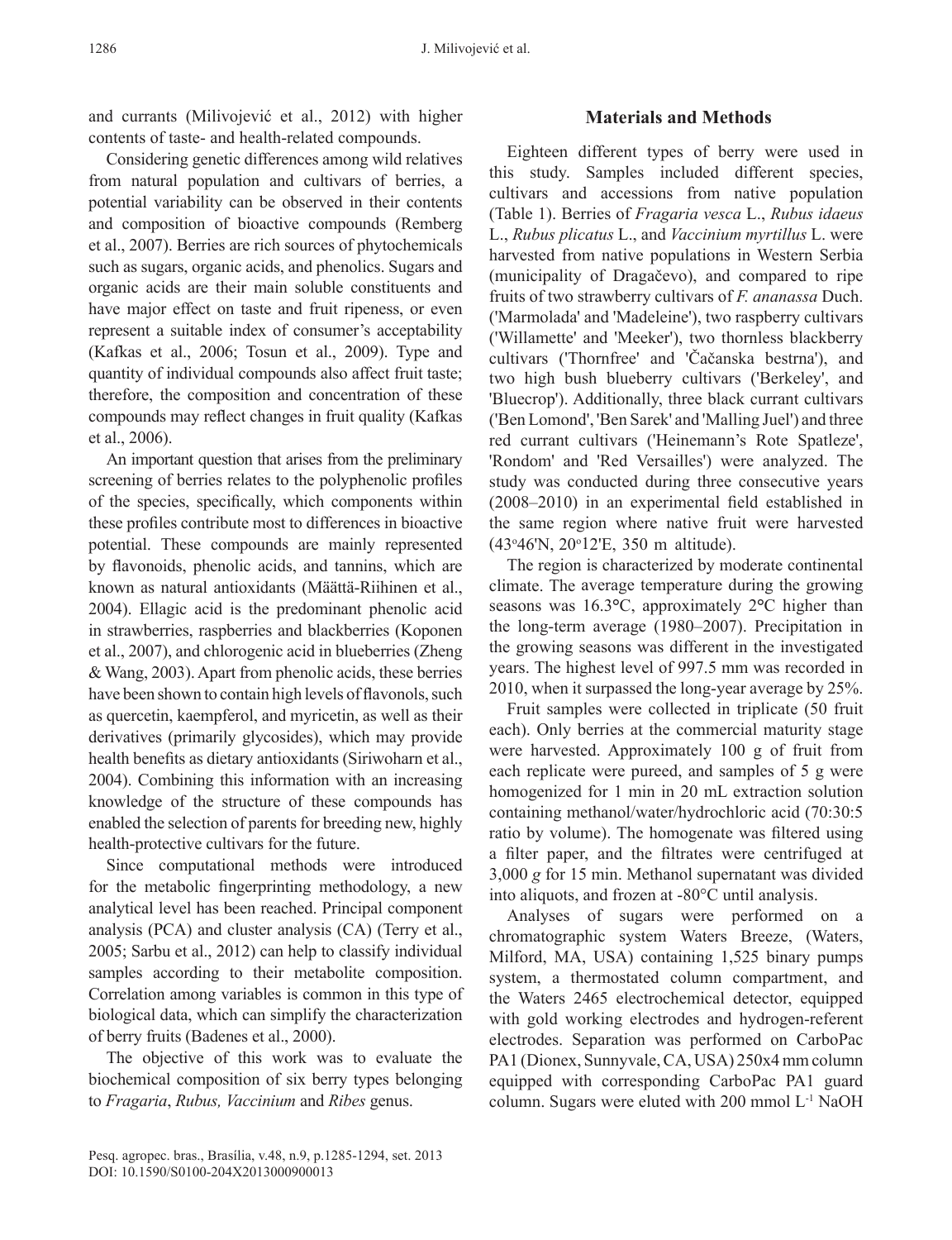and currants (Milivojević et al., 2012) with higher contents of taste- and health-related compounds.

Considering genetic differences among wild relatives from natural population and cultivars of berries, a potential variability can be observed in their contents and composition of bioactive compounds (Remberg et al., 2007). Berries are rich sources of phytochemicals such as sugars, organic acids, and phenolics. Sugars and organic acids are their main soluble constituents and have major effect on taste and fruit ripeness, or even represent a suitable index of consumer's acceptability (Kafkas et al., 2006; Tosun et al., 2009). Type and quantity of individual compounds also affect fruit taste; therefore, the composition and concentration of these compounds may reflect changes in fruit quality (Kafkas et al., 2006).

An important question that arises from the preliminary screening of berries relates to the polyphenolic profiles of the species, specifically, which components within these profiles contribute most to differences in bioactive potential. These compounds are mainly represented by flavonoids, phenolic acids, and tannins, which are known as natural antioxidants (Määttä-Riihinen et al., 2004). Ellagic acid is the predominant phenolic acid in strawberries, raspberries and blackberries (Koponen et al., 2007), and chlorogenic acid in blueberries (Zheng & Wang, 2003). Apart from phenolic acids, these berries have been shown to contain high levels of flavonols, such as quercetin, kaempferol, and myricetin, as well as their derivatives (primarily glycosides), which may provide health benefits as dietary antioxidants (Siriwoharn et al., 2004). Combining this information with an increasing knowledge of the structure of these compounds has enabled the selection of parents for breeding new, highly health-protective cultivars for the future.

Since computational methods were introduced for the metabolic fingerprinting methodology, a new analytical level has been reached. Principal component analysis (PCA) and cluster analysis (CA) (Terry et al., 2005; Sarbu et al., 2012) can help to classify individual samples according to their metabolite composition. Correlation among variables is common in this type of biological data, which can simplify the characterization of berry fruits (Badenes et al., 2000).

The objective of this work was to evaluate the biochemical composition of six berry types belonging to *Fragaria*, *Rubus, Vaccinium* and *Ribes* genus.

## Materials and Methods

Eighteen different types of berry were used in this study. Samples included different species, cultivars and accessions from native population (Table 1). Berries of *Fragaria vesca* L., *Rubus idaeus* L., *Rubus plicatus* L., and *Vaccinium myrtillus* L. were harvested from native populations in Western Serbia (municipality of Dragačevo), and compared to ripe fruits of two strawberry cultivars of *F. ananassa* Duch. ('Marmolada' and 'Madeleine'), two raspberry cultivars ('Willamette' and 'Meeker'), two thornless blackberry cultivars ('Thornfree' and 'Čačanska bestrna'), and two high bush blueberry cultivars ('Berkeley', and 'Bluecrop'). Additionally, three black currant cultivars ('Ben Lomond', 'Ben Sarek' and 'Malling Juel') and three red currant cultivars ('Heinemann's Rote Spatleze', 'Rondom' and 'Red Versailles') were analyzed. The study was conducted during three consecutive years (2008–2010) in an experimental field established in the same region where native fruit were harvested (43°46'N, 20°12'E, 350 m altitude).

The region is characterized by moderate continental climate. The average temperature during the growing seasons was 16.3°C, approximately 2°C higher than the long-term average (1980–2007). Precipitation in the growing seasons was different in the investigated years. The highest level of 997.5 mm was recorded in 2010, when it surpassed the long-year average by 25%.

Fruit samples were collected in triplicate (50 fruit each). Only berries at the commercial maturity stage were harvested. Approximately 100 g of fruit from each replicate were pureed, and samples of 5 g were homogenized for 1 min in 20 mL extraction solution containing methanol/water/hydrochloric acid (70:30:5 ratio by volume). The homogenate was filtered using a filter paper, and the filtrates were centrifuged at 3,000 *g* for 15 min. Methanol supernatant was divided into aliquots, and frozen at -80°C until analysis.

Analyses of sugars were performed on a chromatographic system Waters Breeze, (Waters, Milford, MA, USA) containing 1,525 binary pumps system, a thermostated column compartment, and the Waters 2465 electrochemical detector, equipped with gold working electrodes and hydrogen-referent electrodes. Separation was performed on CarboPac PA1 (Dionex, Sunnyvale, CA, USA) 250x4 mm column equipped with corresponding CarboPac PA1 guard column. Sugars were eluted with 200 mmol $L^{-1}$ NaOH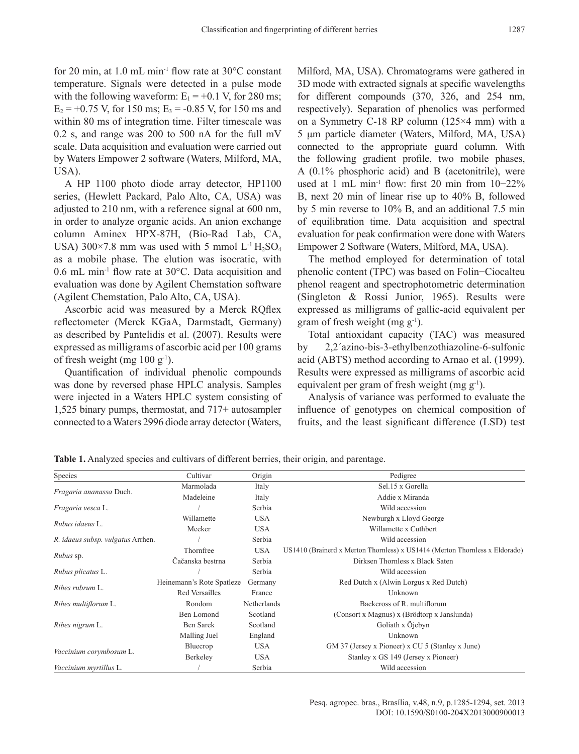for 20 min, at 1.0 mL $min^{-1}$ flow rate at 30°C constant temperature. Signals were detected in a pulse mode with the following waveform: $E_1$ = +0.1 V, for 280 ms; $E_2$ = +0.75 V, for 150 ms; $E_3$ = -0.85 V, for 150 ms and within 80 ms of integration time. Filter timescale was 0.2 s, and range was 200 to 500 nA for the full mV scale. Data acquisition and evaluation were carried out by Waters Empower 2 software (Waters, Milford, MA, USA).

A HP 1100 photo diode array detector, HP1100 series, (Hewlett Packard, Palo Alto, CA, USA) was adjusted to 210 nm, with a reference signal at 600 nm, in order to analyze organic acids. An anion exchange column Aminex HPX-87H, (Bio-Rad Lab, CA, USA) 300×7.8 mm was used with 5 mmol $L^{-1}$ $H_2SO_4$ as a mobile phase. The elution was isocratic, with 0.6 mL $min^{-1}$ flow rate at 30°C. Data acquisition and evaluation was done by Agilent Chemstation software (Agilent Chemstation, Palo Alto, CA, USA).

Ascorbic acid was measured by a Merck RQflex reflectometer (Merck KGaA, Darmstadt, Germany) as described by Pantelidis et al. (2007). Results were expressed as milligrams of ascorbic acid per 100 grams of fresh weight (mg 100 $g^{-1}$).

Quantification of individual phenolic compounds was done by reversed phase HPLC analysis. Samples were injected in a Waters HPLC system consisting of 1,525 binary pumps, thermostat, and 717+ autosampler connected to a Waters 2996 diode array detector (Waters, Milford, MA, USA). Chromatograms were gathered in 3D mode with extracted signals at specific wavelengths for different compounds (370, 326, and 254 nm, respectively). Separation of phenolics was performed on a Symmetry C-18 RP column (125×4 mm) with a 5 µm particle diameter (Waters, Milford, MA, USA) connected to the appropriate guard column. With the following gradient profile, two mobile phases, A (0.1% phosphoric acid) and B (acetonitrile), were used at 1 mL $min^{-1}$ flow: first 20 min from 10−22% B, next 20 min of linear rise up to 40% B, followed by 5 min reverse to 10% B, and an additional 7.5 min of equilibration time. Data acquisition and spectral evaluation for peak confirmation were done with Waters Empower 2 Software (Waters, Milford, MA, USA).

The method employed for determination of total phenolic content (TPC) was based on Folin−Ciocalteu phenol reagent and spectrophotometric determination (Singleton & Rossi Junior, 1965). Results were expressed as milligrams of gallic-acid equivalent per gram of fresh weight (mg $g^{-1}$).

Total antioxidant capacity (TAC) was measured by 2,2´azino-bis-3-ethylbenzothiazoline-6-sulfonic acid (ABTS) method according to Arnao et al. (1999). Results were expressed as milligrams of ascorbic acid equivalent per gram of fresh weight (mg $g^{-1}$).

Analysis of variance was performed to evaluate the influence of genotypes on chemical composition of fruits, and the least significant difference (LSD) test

**Table 1.** Analyzed species and cultivars of different berries, their origin, and parentage.

| Species | Cultivar | Origin | Pedigree |
|---|---|---|---|
| *Fragaria ananassa* Duch. | Marmolada | Italy | Sel.15 x Gorella |
| | Madeleine | Italy | Addie x Miranda |
| *Fragaria vesca* L. | / | Serbia | Wild accession |
| *Rubus idaeus* L. | Willamette | USA | Newburgh x Lloyd George |
| | Meeker | USA | Willamette x Cuthbert |
| *R. idaeus subsp. vulgatus* Arrhen. | / | Serbia | Wild accession |
| *Rubus* sp. | Thornfree | USA | US1410 (Brainerd x Merton Thornless) x US1414 (Merton Thornless x Eldorado) |
| | Čačanska bestrna | Serbia | Dirksen Thornless x Black Saten |
| *Rubus plicatus* L. | / | Serbia | Wild accession |
| *Ribes rubrum* L. | Heinemann's Rote Spatleze | Germany | Red Dutch x (Alwin Lorgus x Red Dutch) |
| | Red Versailles | France | Unknown |
| *Ribes multiflorum* L. | Rondom | Netherlands | Backcross of R. multiflorum |
| *Ribes nigrum* L. | Ben Lomond | Scotland | (Consort x Magnus) x (Brödtorp x Janslunda) |
| | Ben Sarek | Scotland | Goliath x Öjebyn |
| | Malling Juel | England | Unknown |
| *Vaccinium corymbosum* L. | Bluecrop | USA | GM 37 (Jersey x Pioneer) x CU 5 (Stanley x June) |
| | Berkeley | USA | Stanley x GS 149 (Jersey x Pioneer) |
| *Vaccinium myrtillus* L. | / | Serbia | Wild accession |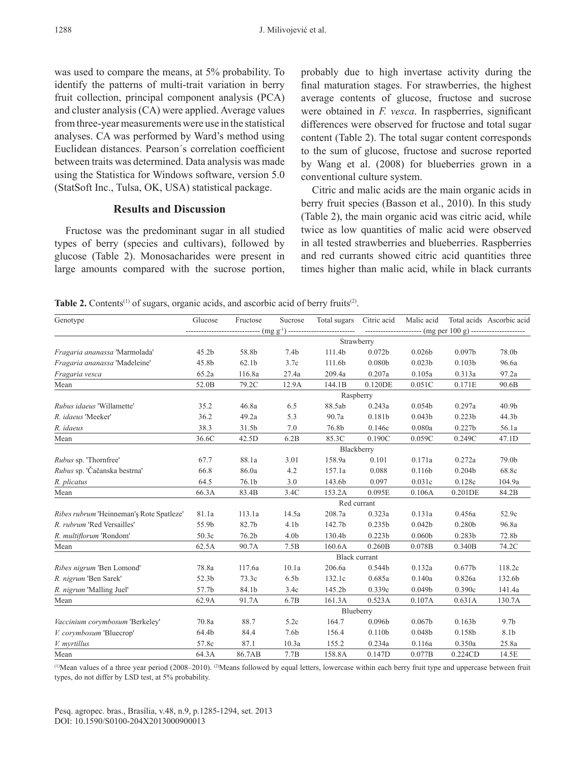was used to compare the means, at 5% probability. To identify the patterns of multi-trait variation in berry fruit collection, principal component analysis (PCA) and cluster analysis (CA) were applied. Average values from three-year measurements were use in the statistical analyses. CA was performed by Ward's method using Euclidean distances. Pearson´s correlation coefficient between traits was determined. Data analysis was made using the Statistica for Windows software, version 5.0 (StatSoft Inc., Tulsa, OK, USA) statistical package.

## Results and Discussion

Fructose was the predominant sugar in all studied types of berry (species and cultivars), followed by glucose (Table 2). Monosacharides were present in large amounts compared with the sucrose portion, probably due to high invertase activity during the final maturation stages. For strawberries, the highest average contents of glucose, fructose and sucrose were obtained in *F. vesca*. In raspberries, significant differences were observed for fructose and total sugar content (Table 2). The total sugar content corresponds to the sum of glucose, fructose and sucrose reported by Wang et al. (2008) for blueberries grown in a conventional culture system.

Citric and malic acids are the main organic acids in berry fruit species (Basson et al., 2010). In this study (Table 2), the main organic acid was citric acid, while twice as low quantities of malic acid were observed in all tested strawberries and blueberries. Raspberries and red currants showed citric acid quantities three times higher than malic acid, while in black currants

**Table 2.** Contents[(1)] of sugars, organic acids, and ascorbic acid of berry fruits[(2)].

| Genotype | Glucose | Fructose | Sucrose | Total sugars | Citric acid | Malic acid | Total acids | Ascorbic acid |
|---|---|---|---|---|---|---|---|---|
| | (mg $g^{-1}$) | | | | (mg per 100 g) | | | |
| | | | | Strawberry | | | | |
| *Fragaria ananassa* 'Marmolada' | 45.2b | 58.8b | 7.4b | 111.4b | 0.072b | 0.026b | 0.097b | 78.0b |
| *Fragaria ananassa* 'Madeleine' | 45.8b | 62.1b | 3.7c | 111.6b | 0.080b | 0.023b | 0.103b | 96.6a |
| *Fragaria vesca* | 65.2a | 116.8a | 27.4a | 209.4a | 0.207a | 0.105a | 0.313a | 97.2a |
| Mean | 52.0B | 79.2C | 12.9A | 144.1B | 0.120DE | 0.051C | 0.171E | 90.6B |
| | | | | Raspberry | | | | |
| *Rubus idaeus* 'Willamette' | 35.2 | 46.8a | 6.5 | 88.5ab | 0.243a | 0.054b | 0.297a | 40.9b |
| *R. idaeus* 'Meeker' | 36.2 | 49.2a | 5.3 | 90.7a | 0.181b | 0.043b | 0.223b | 44.3b |
| *R. idaeus* | 38.3 | 31.5b | 7.0 | 76.8b | 0.146c | 0.080a | 0.227b | 56.1a |
| Mean | 36.6C | 42.5D | 6.2B | 85.3C | 0.190C | 0.059C | 0.249C | 47.1D |
| | | | | Blackberry | | | | |
| *Rubus* sp. 'Thornfree' | 67.7 | 88.1a | 3.01 | 158.9a | 0.101 | 0.171a | 0.272a | 79.0b |
| *Rubus* sp. 'Čačanska bestrna' | 66.8 | 86.0a | 4.2 | 157.1a | 0.088 | 0.116b | 0.204b | 68.8c |
| *R. plicatus* | 64.5 | 76.1b | 3.0 | 143.6b | 0.097 | 0.031c | 0.128c | 104.9a |
| Mean | 66.3A | 83.4B | 3.4C | 153.2A | 0.095E | 0.106A | 0.201DE | 84.2B |
| | | | | Red currant | | | | |
| *Ribes rubrum* 'Heinneman's Rote Spatleze' | 81.1a | 113.1a | 14.5a | 208.7a | 0.323a | 0.131a | 0.456a | 52.9c |
| *R. rubrum* 'Red Versailles' | 55.9b | 82.7b | 4.1b | 142.7b | 0.235b | 0.042b | 0.280b | 96.8a |
| *R. multiflorum* 'Rondom' | 50.3c | 76.2b | 4.0b | 130.4b | 0.223b | 0.060b | 0.283b | 72.8b |
| Mean | 62.5A | 90.7A | 7.5B | 160.6A | 0.260B | 0.078B | 0.340B | 74.2C |
| | | | | Black currant | | | | |
| *Ribes nigrum* 'Ben Lomond' | 78.8a | 117.6a | 10.1a | 206.6a | 0.544b | 0.132a | 0.677b | 118.2c |
| *R. nigrum* 'Ben Sarek' | 52.3b | 73.3c | 6.5b | 132.1c | 0.685a | 0.140a | 0.826a | 132.6b |
| *R. nigrum* 'Malling Juel' | 57.7b | 84.1b | 3.4c | 145.2b | 0.339c | 0.049b | 0.390c | 141.4a |
| Mean | 62.9A | 91.7A | 6.7B | 161.3A | 0.523A | 0.107A | 0.631A | 130.7A |
| | | | | Blueberry | | | | |
| *Vaccinium corymbosum* 'Berkeley' | 70.8a | 88.7 | 5.2c | 164.7 | 0.096b | 0.067b | 0.163b | 9.7b |
| *V. corymbosum* 'Bluecrop' | 64.4b | 84.4 | 7.6b | 156.4 | 0.110b | 0.048b | 0.158b | 8.1b |
| *V. myrtillus* | 57.8c | 87.1 | 10.3a | 155.2 | 0.234a | 0.116a | 0.350a | 25.8a |
| Mean | 64.3A | 86.7AB | 7.7B | 158.8A | 0.147D | 0.077B | 0.224CD | 14.5E |

[(1)]Mean values of a three year period (2008–2010). [(2)]Means followed by equal letters, lowercase within each berry fruit type and uppercase between fruit types, do not differ by LSD test, at 5% probability.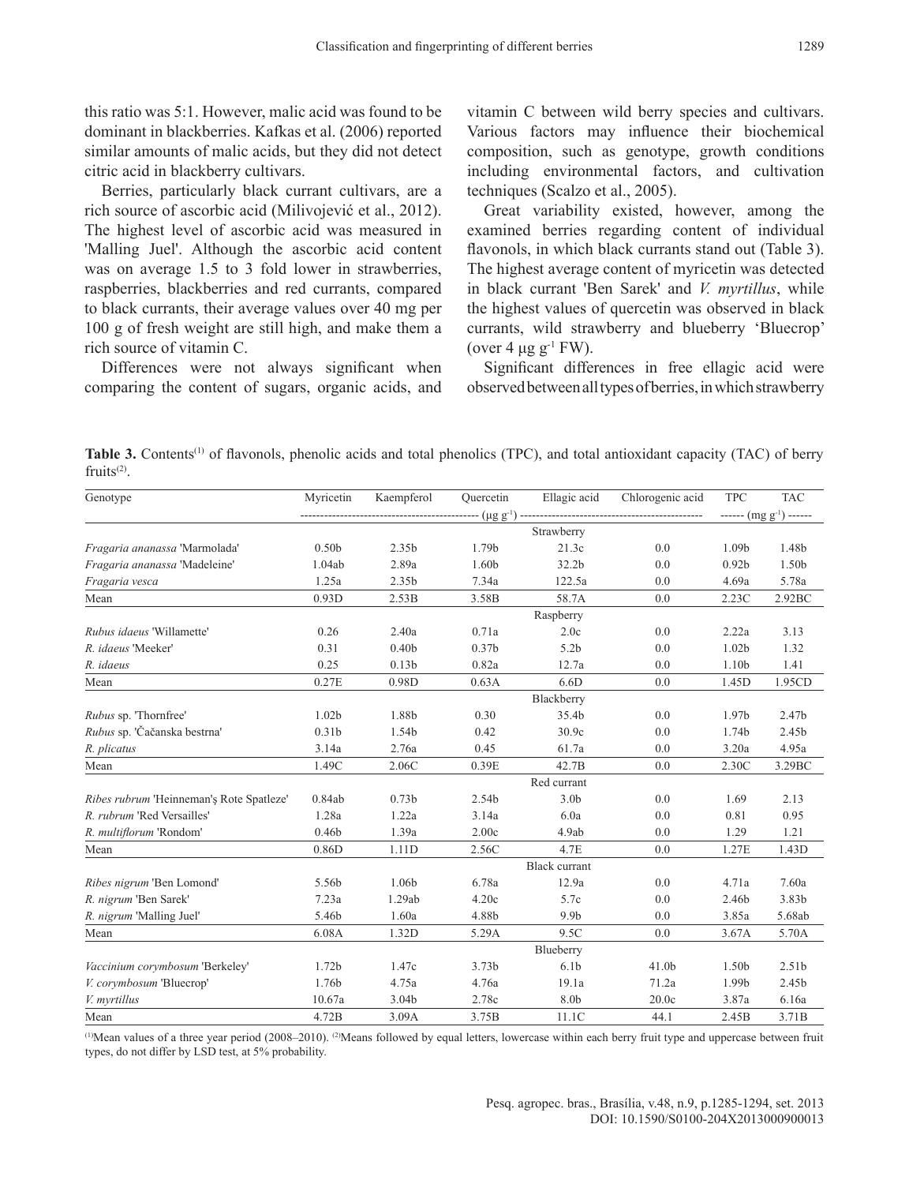this ratio was 5:1. However, malic acid was found to be dominant in blackberries. Kafkas et al. (2006) reported similar amounts of malic acids, but they did not detect citric acid in blackberry cultivars.

Berries, particularly black currant cultivars, are a rich source of ascorbic acid (Milivojević et al., 2012). The highest level of ascorbic acid was measured in 'Malling Juel'. Although the ascorbic acid content was on average 1.5 to 3 fold lower in strawberries, raspberries, blackberries and red currants, compared to black currants, their average values over 40 mg per 100 g of fresh weight are still high, and make them a rich source of vitamin C.

Differences were not always significant when comparing the content of sugars, organic acids, and vitamin C between wild berry species and cultivars. Various factors may influence their biochemical composition, such as genotype, growth conditions including environmental factors, and cultivation techniques (Scalzo et al., 2005).

Great variability existed, however, among the examined berries regarding content of individual flavonols, in which black currants stand out (Table 3). The highest average content of myricetin was detected in black currant 'Ben Sarek' and *V. myrtillus*, while the highest values of quercetin was observed in black currants, wild strawberry and blueberry 'Bluecrop' (over 4 μg $g^{-1}$ FW).

Significant differences in free ellagic acid were observed between all types of berries, in which strawberry

**Table 3.** Contents[(1)] of flavonols, phenolic acids and total phenolics (TPC), and total antioxidant capacity (TAC) of berry fruits[(2)].

| Genotype | Myricetin | Kaempferol | Quercetin | Ellagic acid | Chlorogenic acid | TPC | TAC |
|---|---|---|---|---|---|---|---|
| | (μg $g^{-1}$) | | | | | (mg $g^{-1}$) | |
| | | | | Strawberry | | | |
| *Fragaria ananassa* 'Marmolada' | 0.50b | 2.35b | 1.79b | 21.3c | 0.0 | 1.09b | 1.48b |
| *Fragaria ananassa* 'Madeleine' | 1.04ab | 2.89a | 1.60b | 32.2b | 0.0 | 0.92b | 1.50b |
| *Fragaria vesca* | 1.25a | 2.35b | 7.34a | 122.5a | 0.0 | 4.69a | 5.78a |
| Mean | 0.93D | 2.53B | 3.58B | 58.7A | 0.0 | 2.23C | 2.92BC |
| | | | | Raspberry | | | |
| *Rubus idaeus* 'Willamette' | 0.26 | 2.40a | 0.71a | 2.0c | 0.0 | 2.22a | 3.13 |
| *R. idaeus* 'Meeker' | 0.31 | 0.40b | 0.37b | 5.2b | 0.0 | 1.02b | 1.32 |
| *R. idaeus* | 0.25 | 0.13b | 0.82a | 12.7a | 0.0 | 1.10b | 1.41 |
| Mean | 0.27E | 0.98D | 0.63A | 6.6D | 0.0 | 1.45D | 1.95CD |
| | | | | Blackberry | | | |
| *Rubus* sp. 'Thornfree' | 1.02b | 1.88b | 0.30 | 35.4b | 0.0 | 1.97b | 2.47b |
| *Rubus* sp. 'Čačanska bestrna' | 0.31b | 1.54b | 0.42 | 30.9c | 0.0 | 1.74b | 2.45b |
| *R. plicatus* | 3.14a | 2.76a | 0.45 | 61.7a | 0.0 | 3.20a | 4.95a |
| Mean | 1.49C | 2.06C | 0.39E | 42.7B | 0.0 | 2.30C | 3.29BC |
| | | | | Red currant | | | |
| *Ribes rubrum* 'Heinneman's Rote Spatleze' | 0.84ab | 0.73b | 2.54b | 3.0b | 0.0 | 1.69 | 2.13 |
| *R. rubrum* 'Red Versailles' | 1.28a | 1.22a | 3.14a | 6.0a | 0.0 | 0.81 | 0.95 |
| *R. multiflorum* 'Rondom' | 0.46b | 1.39a | 2.00c | 4.9ab | 0.0 | 1.29 | 1.21 |
| Mean | 0.86D | 1.11D | 2.56C | 4.7E | 0.0 | 1.27E | 1.43D |
| | | | | Black currant | | | |
| *Ribes nigrum* 'Ben Lomond' | 5.56b | 1.06b | 6.78a | 12.9a | 0.0 | 4.71a | 7.60a |
| *R. nigrum* 'Ben Sarek' | 7.23a | 1.29ab | 4.20c | 5.7c | 0.0 | 2.46b | 3.83b |
| *R. nigrum* 'Malling Juel' | 5.46b | 1.60a | 4.88b | 9.9b | 0.0 | 3.85a | 5.68ab |
| Mean | 6.08A | 1.32D | 5.29A | 9.5C | 0.0 | 3.67A | 5.70A |
| | | | | Blueberry | | | |
| *Vaccinium corymbosum* 'Berkeley' | 1.72b | 1.47c | 3.73b | 6.1b | 41.0b | 1.50b | 2.51b |
| *V. corymbosum* 'Bluecrop' | 1.76b | 4.75a | 4.76a | 19.1a | 71.2a | 1.99b | 2.45b |
| *V. myrtillus* | 10.67a | 3.04b | 2.78c | 8.0b | 20.0c | 3.87a | 6.16a |
| Mean | 4.72B | 3.09A | 3.75B | 11.1C | 44.1 | 2.45B | 3.71B |

[(1)]Mean values of a three year period (2008–2010). [(2)]Means followed by equal letters, lowercase within each berry fruit type and uppercase between fruit types, do not differ by LSD test, at 5% probability.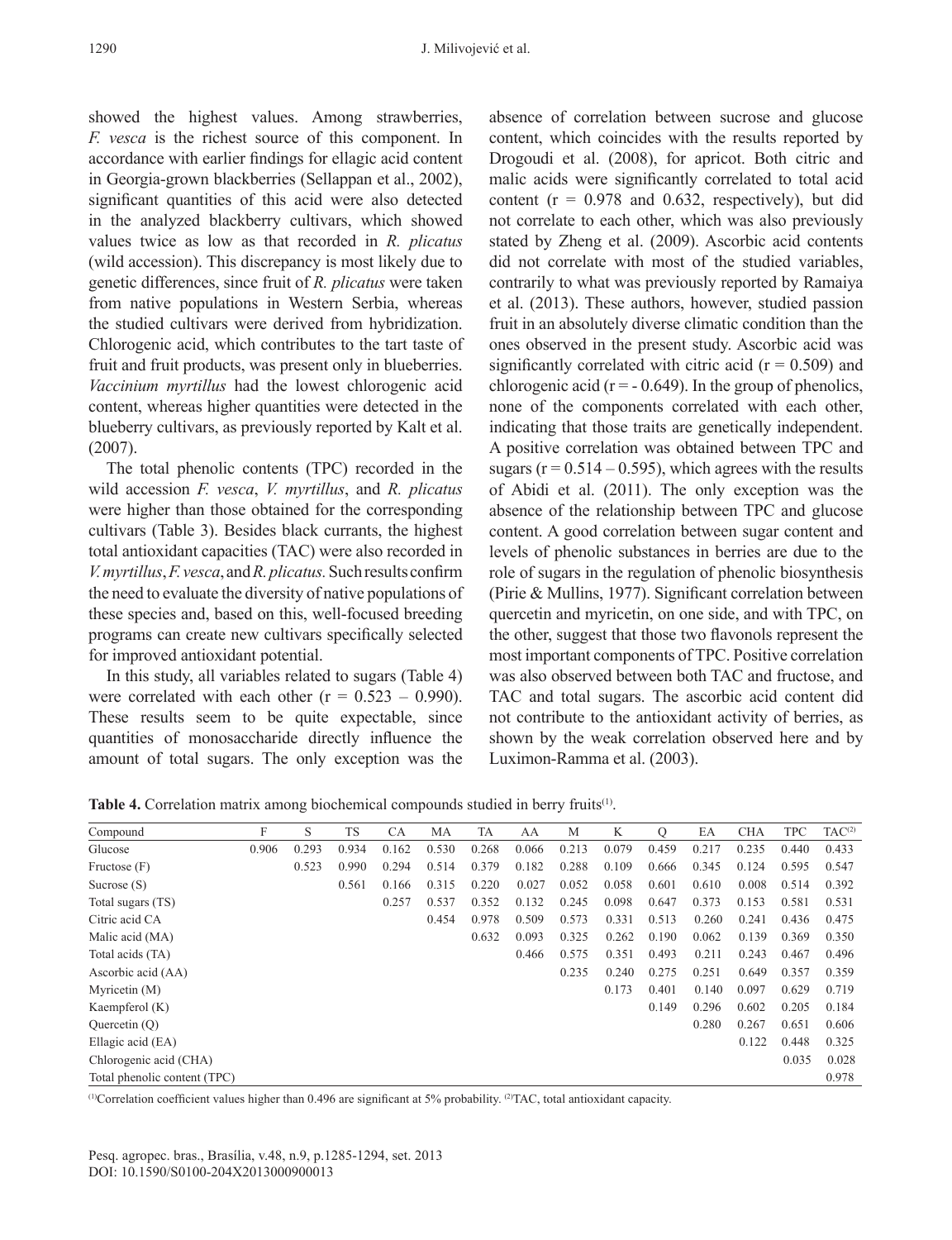showed the highest values. Among strawberries, *F. vesca* is the richest source of this component. In accordance with earlier findings for ellagic acid content in Georgia-grown blackberries (Sellappan et al., 2002), significant quantities of this acid were also detected in the analyzed blackberry cultivars, which showed values twice as low as that recorded in *R. plicatus* (wild accession). This discrepancy is most likely due to genetic differences, since fruit of *R. plicatus* were taken from native populations in Western Serbia, whereas the studied cultivars were derived from hybridization. Chlorogenic acid, which contributes to the tart taste of fruit and fruit products, was present only in blueberries. *Vaccinium myrtillus* had the lowest chlorogenic acid content, whereas higher quantities were detected in the blueberry cultivars, as previously reported by Kalt et al. (2007).

The total phenolic contents (TPC) recorded in the wild accession *F. vesca*, *V. myrtillus*, and *R. plicatus* were higher than those obtained for the corresponding cultivars (Table 3). Besides black currants, the highest total antioxidant capacities (TAC) were also recorded in *V. myrtillus*, *F. vesca*, and *R. plicatus.* Such results confirm the need to evaluate the diversity of native populations of these species and, based on this, well-focused breeding programs can create new cultivars specifically selected for improved antioxidant potential.

In this study, all variables related to sugars (Table 4) were correlated with each other (r = 0.523 – 0.990). These results seem to be quite expectable, since quantities of monosaccharide directly influence the amount of total sugars. The only exception was the absence of correlation between sucrose and glucose content, which coincides with the results reported by Drogoudi et al. (2008), for apricot. Both citric and malic acids were significantly correlated to total acid content (r = 0.978 and 0.632, respectively), but did not correlate to each other, which was also previously stated by Zheng et al. (2009). Ascorbic acid contents did not correlate with most of the studied variables, contrarily to what was previously reported by Ramaiya et al. (2013). These authors, however, studied passion fruit in an absolutely diverse climatic condition than the ones observed in the present study. Ascorbic acid was significantly correlated with citric acid (r = 0.509) and chlorogenic acid (r = - 0.649). In the group of phenolics, none of the components correlated with each other, indicating that those traits are genetically independent. A positive correlation was obtained between TPC and sugars (r = 0.514 – 0.595), which agrees with the results of Abidi et al. (2011). The only exception was the absence of the relationship between TPC and glucose content. A good correlation between sugar content and levels of phenolic substances in berries are due to the role of sugars in the regulation of phenolic biosynthesis (Pirie & Mullins, 1977). Significant correlation between quercetin and myricetin, on one side, and with TPC, on the other, suggest that those two flavonols represent the most important components of TPC. Positive correlation was also observed between both TAC and fructose, and TAC and total sugars. The ascorbic acid content did not contribute to the antioxidant activity of berries, as shown by the weak correlation observed here and by Luximon-Ramma et al. (2003).

**Table 4.** Correlation matrix among biochemical compounds studied in berry fruits[(1)].

| Compound | F | S | TS | CA | MA | TA | AA | M | K | Q | EA | CHA | TPC | TAC[(2)] |
|---|---|---|---|---|---|---|---|---|---|---|---|---|---|---|
| Glucose | 0.906 | 0.293 | 0.934 | 0.162 | 0.530 | 0.268 | 0.066 | 0.213 | 0.079 | 0.459 | 0.217 | 0.235 | 0.440 | 0.433 |
| Fructose (F) | | 0.523 | 0.990 | 0.294 | 0.514 | 0.379 | 0.182 | 0.288 | 0.109 | 0.666 | 0.345 | 0.124 | 0.595 | 0.547 |
| Sucrose (S) | | | 0.561 | 0.166 | 0.315 | 0.220 | 0.027 | 0.052 | 0.058 | 0.601 | 0.610 | 0.008 | 0.514 | 0.392 |
| Total sugars (TS) | | | | 0.257 | 0.537 | 0.352 | 0.132 | 0.245 | 0.098 | 0.647 | 0.373 | 0.153 | 0.581 | 0.531 |
| Citric acid CA | | | | | 0.454 | 0.978 | 0.509 | 0.573 | 0.331 | 0.513 | 0.260 | 0.241 | 0.436 | 0.475 |
| Malic acid (MA) | | | | | | 0.632 | 0.093 | 0.325 | 0.262 | 0.190 | 0.062 | 0.139 | 0.369 | 0.350 |
| Total acids (TA) | | | | | | | 0.466 | 0.575 | 0.351 | 0.493 | 0.211 | 0.243 | 0.467 | 0.496 |
| Ascorbic acid (AA) | | | | | | | | 0.235 | 0.240 | 0.275 | 0.251 | 0.649 | 0.357 | 0.359 |
| Myricetin (M) | | | | | | | | | 0.173 | 0.401 | 0.140 | 0.097 | 0.629 | 0.719 |
| Kaempferol (K) | | | | | | | | | | 0.149 | 0.296 | 0.602 | 0.205 | 0.184 |
| Quercetin (Q) | | | | | | | | | | | 0.280 | 0.267 | 0.651 | 0.606 |
| Ellagic acid (EA) | | | | | | | | | | | | 0.122 | 0.448 | 0.325 |
| Chlorogenic acid (CHA) | | | | | | | | | | | | | 0.035 | 0.028 |
| Total phenolic content (TPC) | | | | | | | | | | | | | | 0.978 |

[(1)]Correlation coefficient values higher than 0.496 are significant at 5% probability. [(2)]TAC, total antioxidant capacity.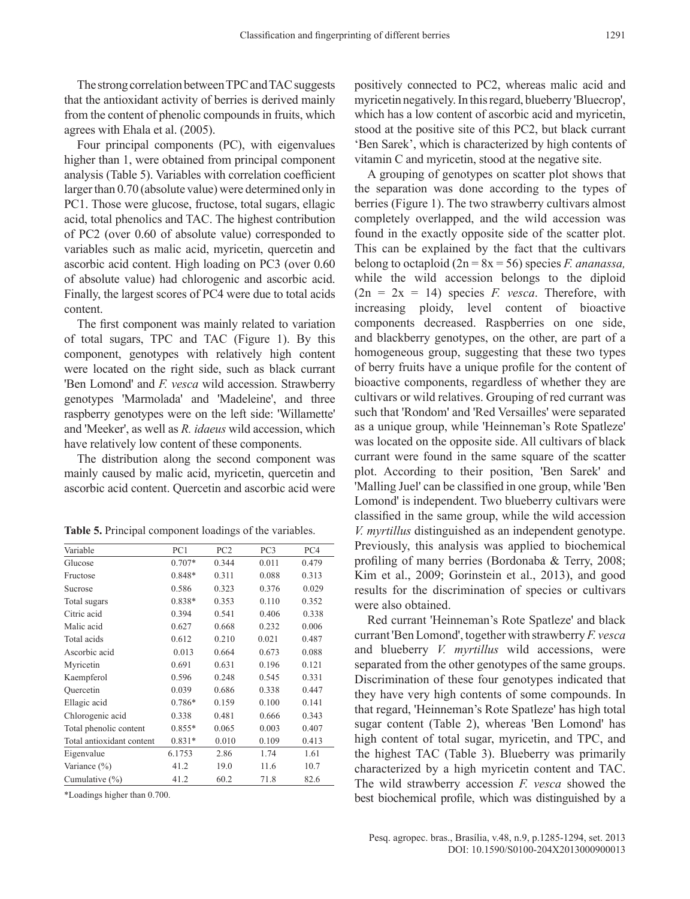The strong correlation between TPC and TAC suggests that the antioxidant activity of berries is derived mainly from the content of phenolic compounds in fruits, which agrees with Ehala et al. (2005).

Four principal components (PC), with eigenvalues higher than 1, were obtained from principal component analysis (Table 5). Variables with correlation coefficient larger than 0.70 (absolute value) were determined only in PC1. Those were glucose, fructose, total sugars, ellagic acid, total phenolics and TAC. The highest contribution of PC2 (over 0.60 of absolute value) corresponded to variables such as malic acid, myricetin, quercetin and ascorbic acid content. High loading on PC3 (over 0.60 of absolute value) had chlorogenic and ascorbic acid. Finally, the largest scores of PC4 were due to total acids content.

The first component was mainly related to variation of total sugars, TPC and TAC (Figure 1). By this component, genotypes with relatively high content were located on the right side, such as black currant 'Ben Lomond' and *F. vesca* wild accession. Strawberry genotypes 'Marmolada' and 'Madeleine', and three raspberry genotypes were on the left side: 'Willamette' and 'Meeker', as well as *R. idaeus* wild accession, which have relatively low content of these components.

The distribution along the second component was mainly caused by malic acid, myricetin, quercetin and ascorbic acid content. Quercetin and ascorbic acid were positively connected to PC2, whereas malic acid and myricetin negatively. In this regard, blueberry 'Bluecrop', which has a low content of ascorbic acid and myricetin, stood at the positive site of this PC2, but black currant 'Ben Sarek', which is characterized by high contents of vitamin C and myricetin, stood at the negative site.

**Table 5.** Principal component loadings of the variables.

| Variable | PC1 | PC2 | PC3 | PC4 |
|---|---|---|---|---|
| Glucose | 0.707* | 0.344 | 0.011 | 0.479 |
| Fructose | 0.848* | 0.311 | 0.088 | 0.313 |
| Sucrose | 0.586 | 0.323 | 0.376 | 0.029 |
| Total sugars | 0.838* | 0.353 | 0.110 | 0.352 |
| Citric acid | 0.394 | 0.541 | 0.406 | 0.338 |
| Malic acid | 0.627 | 0.668 | 0.232 | 0.006 |
| Total acids | 0.612 | 0.210 | 0.021 | 0.487 |
| Ascorbic acid | 0.013 | 0.664 | 0.673 | 0.088 |
| Myricetin | 0.691 | 0.631 | 0.196 | 0.121 |
| Kaempferol | 0.596 | 0.248 | 0.545 | 0.331 |
| Quercetin | 0.039 | 0.686 | 0.338 | 0.447 |
| Ellagic acid | 0.786* | 0.159 | 0.100 | 0.141 |
| Chlorogenic acid | 0.338 | 0.481 | 0.666 | 0.343 |
| Total phenolic content | 0.855* | 0.065 | 0.003 | 0.407 |
| Total antioxidant content | 0.831* | 0.010 | 0.109 | 0.413 |
| Eigenvalue | 6.1753 | 2.86 | 1.74 | 1.61 |
| Variance (%) | 41.2 | 19.0 | 11.6 | 10.7 |
| Cumulative (%) | 41.2 | 60.2 | 71.8 | 82.6 |

*Loadings higher than 0.700.

A grouping of genotypes on scatter plot shows that the separation was done according to the types of berries (Figure 1). The two strawberry cultivars almost completely overlapped, and the wild accession was found in the exactly opposite side of the scatter plot. This can be explained by the fact that the cultivars belong to octaploid ($2n = 8x = 56$) species *F. ananassa,* while the wild accession belongs to the diploid ($2n = 2x = 14$) species *F. vesca*. Therefore, with increasing ploidy, level content of bioactive components decreased. Raspberries on one side, and blackberry genotypes, on the other, are part of a homogeneous group, suggesting that these two types of berry fruits have a unique profile for the content of bioactive components, regardless of whether they are cultivars or wild relatives. Grouping of red currant was such that 'Rondom' and 'Red Versailles' were separated as a unique group, while 'Heinneman's Rote Spatleze' was located on the opposite side. All cultivars of black currant were found in the same square of the scatter plot. According to their position, 'Ben Sarek' and 'Malling Juel' can be classified in one group, while 'Ben Lomond' is independent. Two blueberry cultivars were classified in the same group, while the wild accession *V. myrtillus* distinguished as an independent genotype. Previously, this analysis was applied to biochemical profiling of many berries (Bordonaba & Terry, 2008; Kim et al., 2009; Gorinstein et al., 2013), and good results for the discrimination of species or cultivars were also obtained.

Red currant 'Heinneman's Rote Spatleze' and black currant 'Ben Lomond', together with strawberry *F. vesca* and blueberry *V. myrtillus* wild accessions, were separated from the other genotypes of the same groups. Discrimination of these four genotypes indicated that they have very high contents of some compounds. In that regard, 'Heinneman's Rote Spatleze' has high total sugar content (Table 2), whereas 'Ben Lomond' has high content of total sugar, myricetin, and TPC, and the highest TAC (Table 3). Blueberry was primarily characterized by a high myricetin content and TAC. The wild strawberry accession *F. vesca* showed the best biochemical profile, which was distinguished by a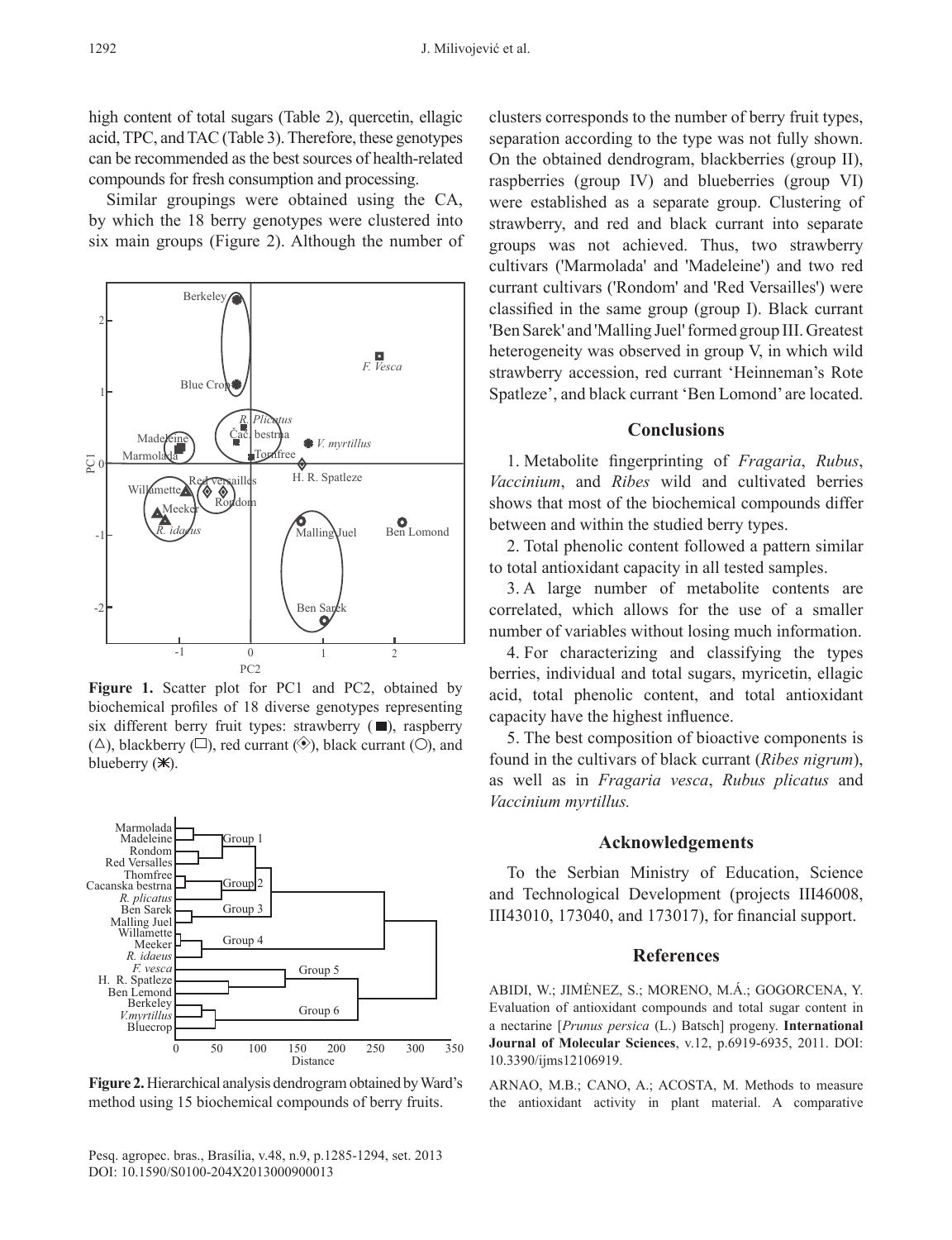high content of total sugars (Table 2), quercetin, ellagic acid, TPC, and TAC (Table 3). Therefore, these genotypes can be recommended as the best sources of health-related compounds for fresh consumption and processing.

Similar groupings were obtained using the CA, by which the 18 berry genotypes were clustered into six main groups (Figure 2). Although the number of clusters corresponds to the number of berry fruit types, separation according to the type was not fully shown. On the obtained dendrogram, blackberries (group II), raspberries (group IV) and blueberries (group VI) were established as a separate group. Clustering of strawberry, and red and black currant into separate groups was not achieved. Thus, two strawberry cultivars ('Marmolada' and 'Madeleine') and two red currant cultivars ('Rondom' and 'Red Versailles') were classified in the same group (group I). Black currant 'Ben Sarek' and 'Malling Juel' formed group III. Greatest heterogeneity was observed in group V, in which wild strawberry accession, red currant 'Heinneman's Rote Spatleze', and black currant 'Ben Lomond' are located.

**Figure 1.** Scatter plot for PC1 and PC2, obtained by biochemical profiles of 18 diverse genotypes representing six different berry fruit types: strawberry (■), raspberry (△), blackberry (□), red currant (◈), black currant (○), and blueberry (✱).

**Figure 2.** Hierarchical analysis dendrogram obtained by Ward's method using 15 biochemical compounds of berry fruits.

## Conclusions

1. Metabolite fingerprinting of *Fragaria*, *Rubus*, *Vaccinium*, and *Ribes* wild and cultivated berries shows that most of the biochemical compounds differ between and within the studied berry types.

2. Total phenolic content followed a pattern similar to total antioxidant capacity in all tested samples.

3. A large number of metabolite contents are correlated, which allows for the use of a smaller number of variables without losing much information.

4. For characterizing and classifying the types berries, individual and total sugars, myricetin, ellagic acid, total phenolic content, and total antioxidant capacity have the highest influence.

5. The best composition of bioactive components is found in the cultivars of black currant (*Ribes nigrum*), as well as in *Fragaria vesca*, *Rubus plicatus* and *Vaccinium myrtillus.*

## Acknowledgements

To the Serbian Ministry of Education, Science and Technological Development (projects III46008, III43010, 173040, and 173017), for financial support.

## References

ABIDI, W.; JIMÉNEZ, S.; MORENO, M.Á.; GOGORCENA, Y. Evaluation of antioxidant compounds and total sugar content in a nectarine [*Prunus persica* (L.) Batsch] progeny. **International Journal of Molecular Sciences**, v.12, p.6919-6935, 2011. DOI: 10.3390/ijms12106919.

ARNAO, M.B.; CANO, A.; ACOSTA, M. Methods to measure the antioxidant activity in plant material. A comparative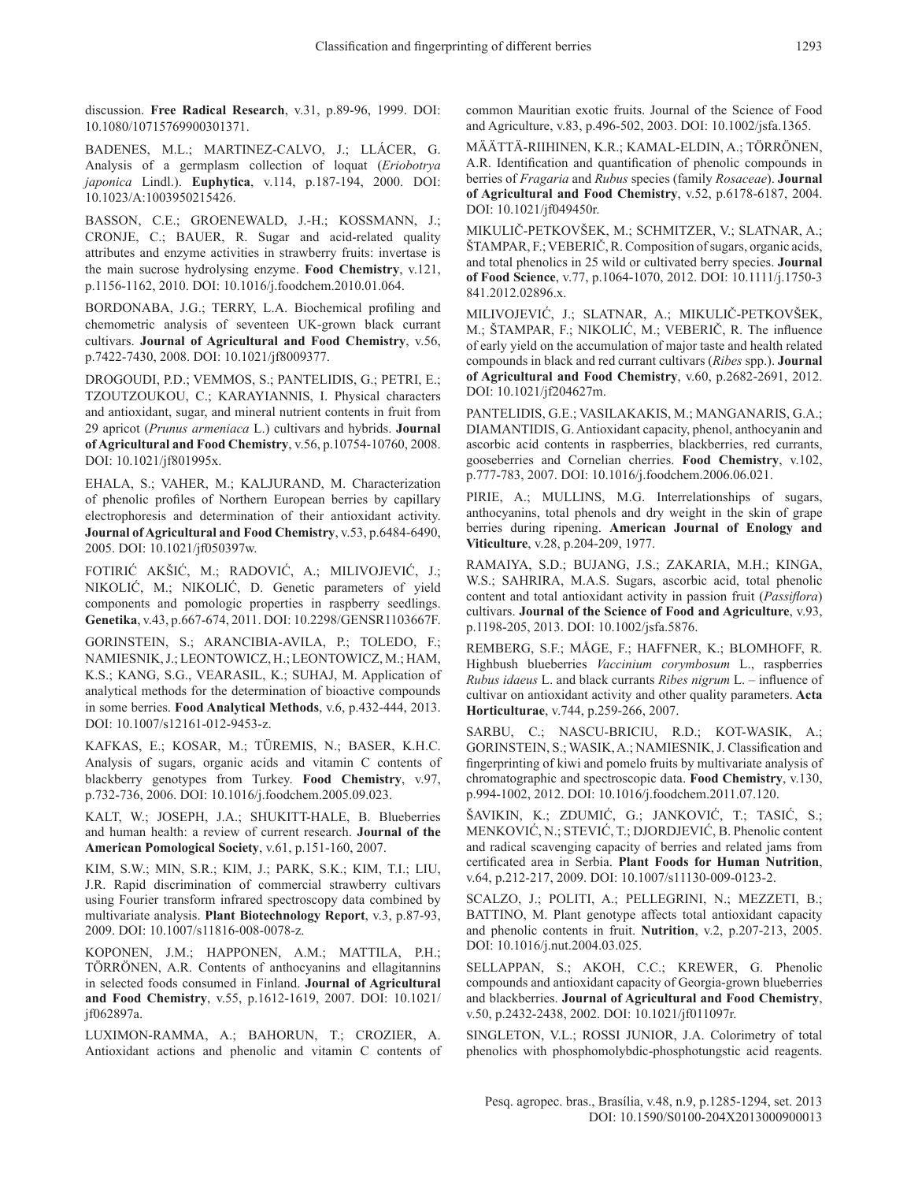discussion. **Free Radical Research**, v.31, p.89-96, 1999. DOI: 10.1080/10715769900301371.

BADENES, M.L.; MARTINEZ-CALVO, J.; LLÁCER, G. Analysis of a germplasm collection of loquat (*Eriobotrya japonica* Lindl.). **Euphytica**, v.114, p.187-194, 2000. DOI: 10.1023/A:1003950215426.

BASSON, C.E.; GROENEWALD, J.-H.; KOSSMANN, J.; CRONJE, C.; BAUER, R. Sugar and acid-related quality attributes and enzyme activities in strawberry fruits: invertase is the main sucrose hydrolysing enzyme. **Food Chemistry**, v.121, p.1156-1162, 2010. DOI: 10.1016/j.foodchem.2010.01.064.

BORDONABA, J.G.; TERRY, L.A. Biochemical profiling and chemometric analysis of seventeen UK-grown black currant cultivars. **Journal of Agricultural and Food Chemistry**, v.56, p.7422-7430, 2008. DOI: 10.1021/jf8009377.

DROGOUDI, P.D.; VEMMOS, S.; PANTELIDIS, G.; PETRI, E.; TZOUTZOUKOU, C.; KARAYIANNIS, I. Physical characters and antioxidant, sugar, and mineral nutrient contents in fruit from 29 apricot (*Prunus armeniaca* L.) cultivars and hybrids. **Journal of Agricultural and Food Chemistry**, v.56, p.10754-10760, 2008. DOI: 10.1021/jf801995x.

EHALA, S.; VAHER, M.; KALJURAND, M. Characterization of phenolic profiles of Northern European berries by capillary electrophoresis and determination of their antioxidant activity. **Journal of Agricultural and Food Chemistry**, v.53, p.6484-6490, 2005. DOI: 10.1021/jf050397w.

FOTIRIĆ AKŠIĆ, M.; RADOVIĆ, A.; MILIVOJEVIĆ, J.; NIKOLIĆ, M.; NIKOLIĆ, D. Genetic parameters of yield components and pomologic properties in raspberry seedlings. **Genetika**, v.43, p.667-674, 2011. DOI: 10.2298/GENSR1103667F.

GORINSTEIN, S.; ARANCIBIA-AVILA, P.; TOLEDO, F.; NAMIESNIK, J.; LEONTOWICZ, H.; LEONTOWICZ, M.; HAM, K.S.; KANG, S.G., VEARASIL, K.; SUHAJ, M. Application of analytical methods for the determination of bioactive compounds in some berries. **Food Analytical Methods**, v.6, p.432-444, 2013. DOI: 10.1007/s12161-012-9453-z.

KAFKAS, E.; KOSAR, M.; TÜREMIS, N.; BASER, K.H.C. Analysis of sugars, organic acids and vitamin C contents of blackberry genotypes from Turkey. **Food Chemistry**, v.97, p.732-736, 2006. DOI: 10.1016/j.foodchem.2005.09.023.

KALT, W.; JOSEPH, J.A.; SHUKITT-HALE, B. Blueberries and human health: a review of current research. **Journal of the American Pomological Society**, v.61, p.151-160, 2007.

KIM, S.W.; MIN, S.R.; KIM, J.; PARK, S.K.; KIM, T.I.; LIU, J.R. Rapid discrimination of commercial strawberry cultivars using Fourier transform infrared spectroscopy data combined by multivariate analysis. **Plant Biotechnology Report**, v.3, p.87-93, 2009. DOI: 10.1007/s11816-008-0078-z.

KOPONEN, J.M.; HAPPONEN, A.M.; MATTILA, P.H.; TÖRRÖNEN, A.R. Contents of anthocyanins and ellagitannins in selected foods consumed in Finland. **Journal of Agricultural and Food Chemistry**, v.55, p.1612-1619, 2007. DOI: 10.1021/jf062897a.

LUXIMON-RAMMA, A.; BAHORUN, T.; CROZIER, A. Antioxidant actions and phenolic and vitamin C contents of common Mauritian exotic fruits. Journal of the Science of Food and Agriculture, v.83, p.496-502, 2003. DOI: 10.1002/jsfa.1365.

MÄÄTTÄ-RIIHINEN, K.R.; KAMAL-ELDIN, A.; TÖRRÖNEN, A.R. Identification and quantification of phenolic compounds in berries of *Fragaria* and *Rubus* species (family *Rosaceae*). **Journal of Agricultural and Food Chemistry**, v.52, p.6178-6187, 2004. DOI: 10.1021/jf049450r.

MIKULIČ-PETKOVŠEK, M.; SCHMITZER, V.; SLATNAR, A.; ŠTAMPAR, F.; VEBERIČ, R. Composition of sugars, organic acids, and total phenolics in 25 wild or cultivated berry species. **Journal of Food Science**, v.77, p.1064-1070, 2012. DOI: 10.1111/j.1750-3841.2012.02896.x.

MILIVOJEVIĆ, J.; SLATNAR, A.; MIKULIČ-PETKOVŠEK, M.; ŠTAMPAR, F.; NIKOLIĆ, M.; VEBERIČ, R. The influence of early yield on the accumulation of major taste and health related compounds in black and red currant cultivars (*Ribes* spp.). **Journal of Agricultural and Food Chemistry**, v.60, p.2682-2691, 2012. DOI: 10.1021/jf204627m.

PANTELIDIS, G.E.; VASILAKAKIS, M.; MANGANARIS, G.A.; DIAMANTIDIS, G. Antioxidant capacity, phenol, anthocyanin and ascorbic acid contents in raspberries, blackberries, red currants, gooseberries and Cornelian cherries. **Food Chemistry**, v.102, p.777-783, 2007. DOI: 10.1016/j.foodchem.2006.06.021.

PIRIE, A.; MULLINS, M.G. Interrelationships of sugars, anthocyanins, total phenols and dry weight in the skin of grape berries during ripening. **American Journal of Enology and Viticulture**, v.28, p.204-209, 1977.

RAMAIYA, S.D.; BUJANG, J.S.; ZAKARIA, M.H.; KINGA, W.S.; SAHRIRA, M.A.S. Sugars, ascorbic acid, total phenolic content and total antioxidant activity in passion fruit (*Passiflora*) cultivars. **Journal of the Science of Food and Agriculture**, v.93, p.1198-205, 2013. DOI: 10.1002/jsfa.5876.

REMBERG, S.F.; MÅGE, F.; HAFFNER, K.; BLOMHOFF, R. Highbush blueberries *Vaccinium corymbosum* L., raspberries *Rubus idaeus* L. and black currants *Ribes nigrum* L. – influence of cultivar on antioxidant activity and other quality parameters. **Acta Horticulturae**, v.744, p.259-266, 2007.

SARBU, C.; NASCU-BRICIU, R.D.; KOT-WASIK, A.; GORINSTEIN, S.; WASIK, A.; NAMIESNIK, J. Classification and fingerprinting of kiwi and pomelo fruits by multivariate analysis of chromatographic and spectroscopic data. **Food Chemistry**, v.130, p.994-1002, 2012. DOI: 10.1016/j.foodchem.2011.07.120.

ŠAVIKIN, K.; ZDUMIĆ, G.; JANKOVIĆ, T.; TASIĆ, S.; MENKOVIĆ, N.; STEVIĆ, T.; DJORDJEVIĆ, B. Phenolic content and radical scavenging capacity of berries and related jams from certificated area in Serbia. **Plant Foods for Human Nutrition**, v.64, p.212-217, 2009. DOI: 10.1007/s11130-009-0123-2.

SCALZO, J.; POLITI, A.; PELLEGRINI, N.; MEZZETI, B.; BATTINO, M. Plant genotype affects total antioxidant capacity and phenolic contents in fruit. **Nutrition**, v.2, p.207-213, 2005. DOI: 10.1016/j.nut.2004.03.025.

SELLAPPAN, S.; AKOH, C.C.; KREWER, G. Phenolic compounds and antioxidant capacity of Georgia-grown blueberries and blackberries. **Journal of Agricultural and Food Chemistry**, v.50, p.2432-2438, 2002. DOI: 10.1021/jf011097r.

SINGLETON, V.L.; ROSSI JUNIOR, J.A. Colorimetry of total phenolics with phosphomolybdic-phosphotungstic acid reagents.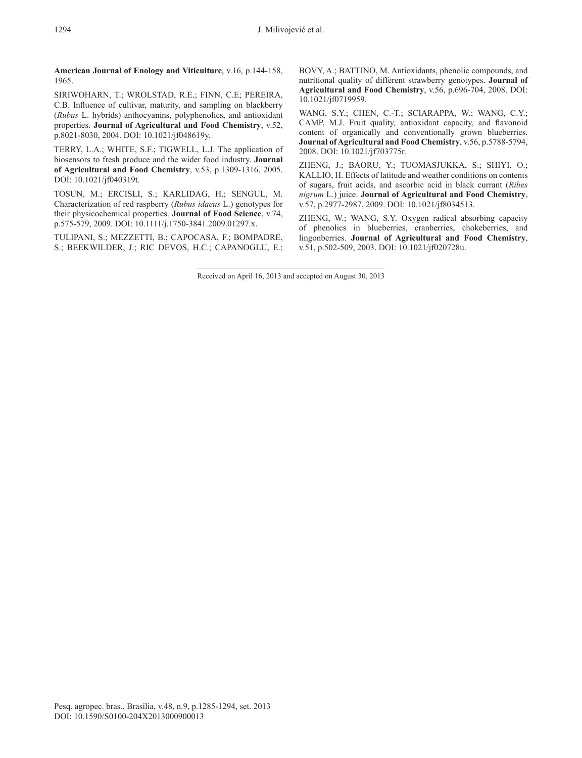**American Journal of Enology and Viticulture**, v.16, p.144-158, 1965.

SIRIWOHARN, T.; WROLSTAD, R.E.; FINN, C.E; PEREIRA, C.B. Influence of cultivar, maturity, and sampling on blackberry (*Rubus* L. hybrids) anthocyanins, polyphenolics, and antioxidant properties. **Journal of Agricultural and Food Chemistry**, v.52, p.8021-8030, 2004. DOI: 10.1021/jf048619y.

TERRY, L.A.; WHITE, S.F.; TIGWELL, L.J. The application of biosensors to fresh produce and the wider food industry. **Journal of Agricultural and Food Chemistry**, v.53, p.1309-1316, 2005. DOI: 10.1021/jf040319t.

TOSUN, M.; ERCISLI, S.; KARLIDAG, H.; SENGUL, M. Characterization of red raspberry (*Rubus idaeus* L.) genotypes for their physicochemical properties. **Journal of Food Science**, v.74, p.575-579, 2009. DOI: 10.1111/j.1750-3841.2009.01297.x.

TULIPANI, S.; MEZZETTI, B.; CAPOCASA, F.; BOMPADRE, S.; BEEKWILDER, J.; RIC DEVOS, H.C.; CAPANOGLU, E.; BOVY, A.; BATTINO, M. Antioxidants, phenolic compounds, and nutritional quality of different strawberry genotypes. **Journal of Agricultural and Food Chemistry**, v.56, p.696-704, 2008. DOI: 10.1021/jf0719959.

WANG, S.Y.; CHEN, C.-T.; SCIARAPPA, W.; WANG, C.Y.; CAMP, M.J. Fruit quality, antioxidant capacity, and flavonoid content of organically and conventionally grown blueberries. **Journal of Agricultural and Food Chemistry**, v.56, p.5788-5794, 2008. DOI: 10.1021/jf703775r.

ZHENG, J.; BAORU, Y.; TUOMASJUKKA, S.; SHIYI, O.; KALLIO, H. Effects of latitude and weather conditions on contents of sugars, fruit acids, and ascorbic acid in black currant (*Ribes nigrum* L.) juice. **Journal of Agricultural and Food Chemistry**, v.57, p.2977-2987, 2009. DOI: 10.1021/jf8034513.

ZHENG, W.; WANG, S.Y. Oxygen radical absorbing capacity of phenolics in blueberries, cranberries, chokeberries, and lingonberries. **Journal of Agricultural and Food Chemistry**, v.51, p.502-509, 2003. DOI: 10.1021/jf020728u.

---

Received on April 16, 2013 and accepted on August 30, 2013